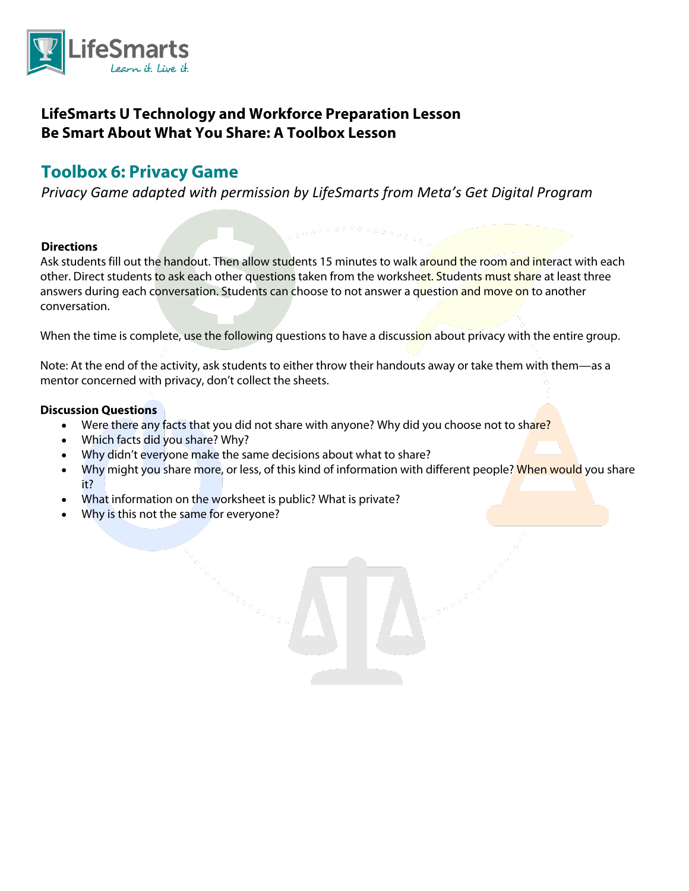# LifeSmarts U Technology and Workforce Preparation Lesson
# Be Smart About What You Share: A Toolbox Lesson

## Toolbox 6: Privacy Game

*Privacy Game adapted with permission by LifeSmarts from Meta's Get Digital Program*

**Directions**

Ask students fill out the handout. Then allow students 15 minutes to walk around the room and interact with each other. Direct students to ask each other questions taken from the worksheet. Students must share at least three answers during each conversation. Students can choose to not answer a question and move on to another conversation.

When the time is complete, use the following questions to have a discussion about privacy with the entire group.

Note: At the end of the activity, ask students to either throw their handouts away or take them with them—as a mentor concerned with privacy, don't collect the sheets.

**Discussion Questions**

- Were there any facts that you did not share with anyone? Why did you choose not to share?
- Which facts did you share? Why?
- Why didn't everyone make the same decisions about what to share?
- Why might you share more, or less, of this kind of information with different people? When would you share it?
- What information on the worksheet is public? What is private?
- Why is this not the same for everyone?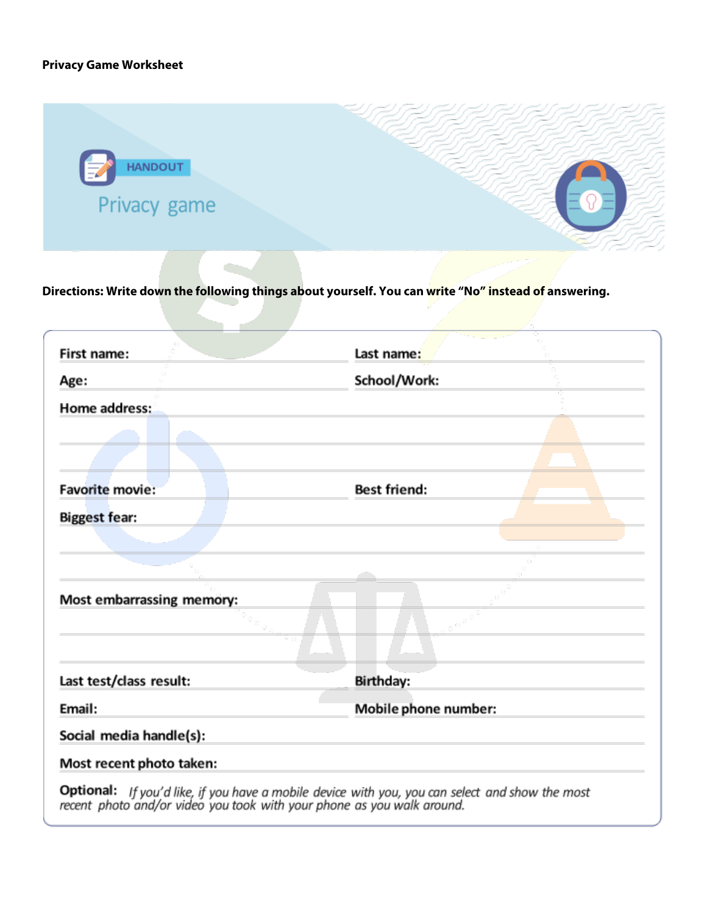**Privacy Game Worksheet**

HANDOUT

## Privacy game

**Directions: Write down the following things about yourself. You can write "No" instead of answering.**

**First name:**

**Last name:**

**Age:**

**School/Work:**

**Home address:**

**Favorite movie:**

**Best friend:**

**Biggest fear:**

**Most embarrassing memory:**

**Last test/class result:**

**Birthday:**

**Email:**

**Mobile phone number:**

**Social media handle(s):**

**Most recent photo taken:**

**Optional:** *If you'd like, if you have a mobile device with you, you can select and show the most recent photo and/or video you took with your phone as you walk around.*